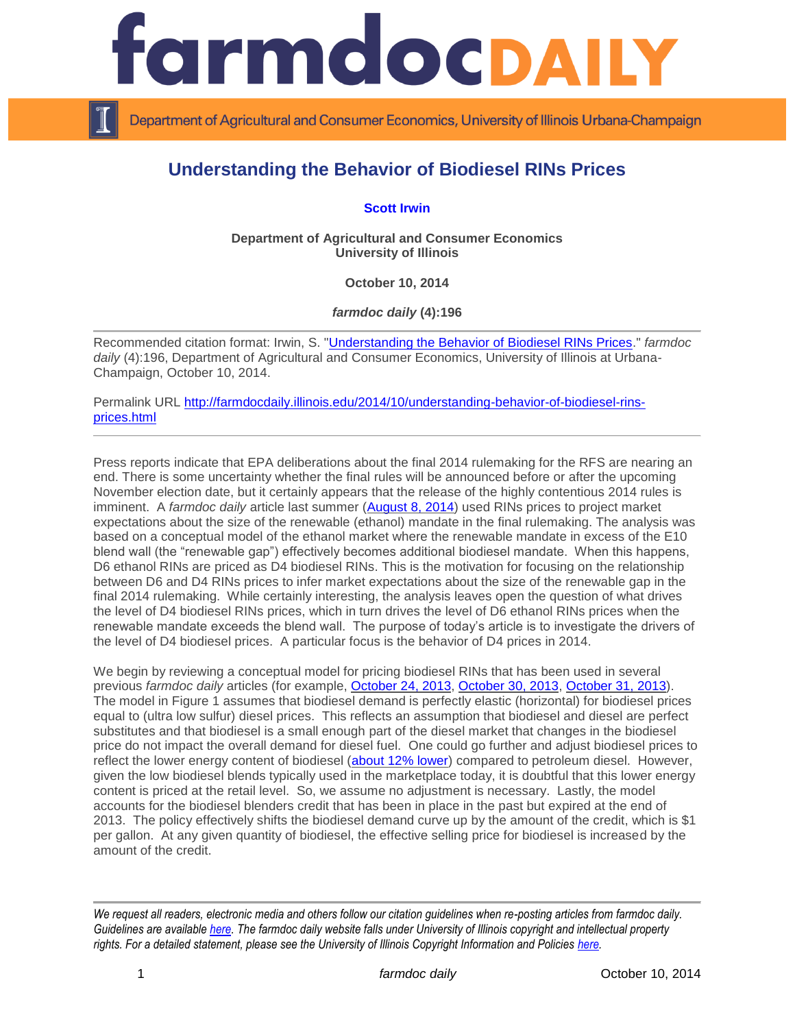# farmdoc DAILY

Department of Agricultural and Consumer Economics, University of Illinois Urbana-Champaign

## Understanding the Behavior of Biodiesel RINs Prices

**Scott Irwin**

**Department of Agricultural and Consumer Economics**
**University of Illinois**

**October 10, 2014**

***farmdoc daily* (4):196**

Recommended citation format: Irwin, S. "Understanding the Behavior of Biodiesel RINs Prices." *farmdoc daily* (4):196, Department of Agricultural and Consumer Economics, University of Illinois at Urbana-Champaign, October 10, 2014.

Permalink URL http://farmdocdaily.illinois.edu/2014/10/understanding-behavior-of-biodiesel-rins-prices.html

---

Press reports indicate that EPA deliberations about the final 2014 rulemaking for the RFS are nearing an end. There is some uncertainty whether the final rules will be announced before or after the upcoming November election date, but it certainly appears that the release of the highly contentious 2014 rules is imminent. A *farmdoc daily* article last summer (August 8, 2014) used RINs prices to project market expectations about the size of the renewable (ethanol) mandate in the final rulemaking. The analysis was based on a conceptual model of the ethanol market where the renewable mandate in excess of the E10 blend wall (the "renewable gap") effectively becomes additional biodiesel mandate. When this happens, D6 ethanol RINs are priced as D4 biodiesel RINs. This is the motivation for focusing on the relationship between D6 and D4 RINs prices to infer market expectations about the size of the renewable gap in the final 2014 rulemaking. While certainly interesting, the analysis leaves open the question of what drives the level of D4 biodiesel RINs prices, which in turn drives the level of D6 ethanol RINs prices when the renewable mandate exceeds the blend wall. The purpose of today's article is to investigate the drivers of the level of D4 biodiesel prices. A particular focus is the behavior of D4 prices in 2014.

We begin by reviewing a conceptual model for pricing biodiesel RINs that has been used in several previous *farmdoc daily* articles (for example, October 24, 2013, October 30, 2013, October 31, 2013). The model in Figure 1 assumes that biodiesel demand is perfectly elastic (horizontal) for biodiesel prices equal to (ultra low sulfur) diesel prices. This reflects an assumption that biodiesel and diesel are perfect substitutes and that biodiesel is a small enough part of the diesel market that changes in the biodiesel price do not impact the overall demand for diesel fuel. One could go further and adjust biodiesel prices to reflect the lower energy content of biodiesel (about 12% lower) compared to petroleum diesel. However, given the low biodiesel blends typically used in the marketplace today, it is doubtful that this lower energy content is priced at the retail level. So, we assume no adjustment is necessary. Lastly, the model accounts for the biodiesel blenders credit that has been in place in the past but expired at the end of 2013. The policy effectively shifts the biodiesel demand curve up by the amount of the credit, which is $1 per gallon. At any given quantity of biodiesel, the effective selling price for biodiesel is increased by the amount of the credit.

---

*We request all readers, electronic media and others follow our citation guidelines when re-posting articles from farmdoc daily. Guidelines are available here. The farmdoc daily website falls under University of Illinois copyright and intellectual property rights. For a detailed statement, please see the University of Illinois Copyright Information and Policies here.*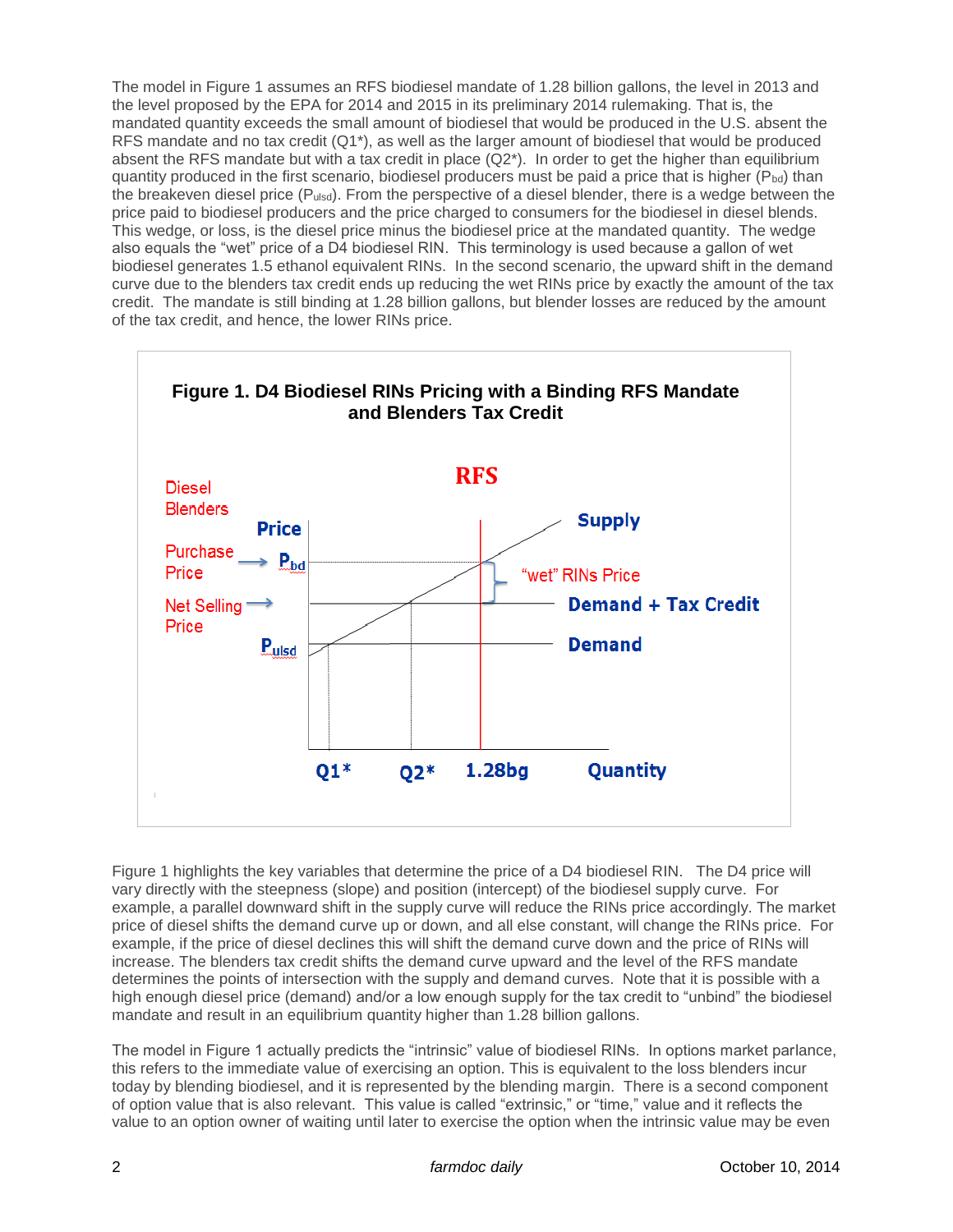The model in Figure 1 assumes an RFS biodiesel mandate of 1.28 billion gallons, the level in 2013 and the level proposed by the EPA for 2014 and 2015 in its preliminary 2014 rulemaking. That is, the mandated quantity exceeds the small amount of biodiesel that would be produced in the U.S. absent the RFS mandate and no tax credit (Q1*), as well as the larger amount of biodiesel that would be produced absent the RFS mandate but with a tax credit in place (Q2*). In order to get the higher than equilibrium quantity produced in the first scenario, biodiesel producers must be paid a price that is higher ($P_{bd}$) than the breakeven diesel price ($P_{ulsd}$). From the perspective of a diesel blender, there is a wedge between the price paid to biodiesel producers and the price charged to consumers for the biodiesel in diesel blends. This wedge, or loss, is the diesel price minus the biodiesel price at the mandated quantity. The wedge also equals the "wet" price of a D4 biodiesel RIN. This terminology is used because a gallon of wet biodiesel generates 1.5 ethanol equivalent RINs. In the second scenario, the upward shift in the demand curve due to the blenders tax credit ends up reducing the wet RINs price by exactly the amount of the tax credit. The mandate is still binding at 1.28 billion gallons, but blender losses are reduced by the amount of the tax credit, and hence, the lower RINs price.

**Figure 1. D4 Biodiesel RINs Pricing with a Binding RFS Mandate and Blenders Tax Credit**

Figure 1 highlights the key variables that determine the price of a D4 biodiesel RIN. The D4 price will vary directly with the steepness (slope) and position (intercept) of the biodiesel supply curve. For example, a parallel downward shift in the supply curve will reduce the RINs price accordingly. The market price of diesel shifts the demand curve up or down, and all else constant, will change the RINs price. For example, if the price of diesel declines this will shift the demand curve down and the price of RINs will increase. The blenders tax credit shifts the demand curve upward and the level of the RFS mandate determines the points of intersection with the supply and demand curves. Note that it is possible with a high enough diesel price (demand) and/or a low enough supply for the tax credit to "unbind" the biodiesel mandate and result in an equilibrium quantity higher than 1.28 billion gallons.

The model in Figure 1 actually predicts the "intrinsic" value of biodiesel RINs. In options market parlance, this refers to the immediate value of exercising an option. This is equivalent to the loss blenders incur today by blending biodiesel, and it is represented by the blending margin. There is a second component of option value that is also relevant. This value is called "extrinsic," or "time," value and it reflects the value to an option owner of waiting until later to exercise the option when the intrinsic value may be even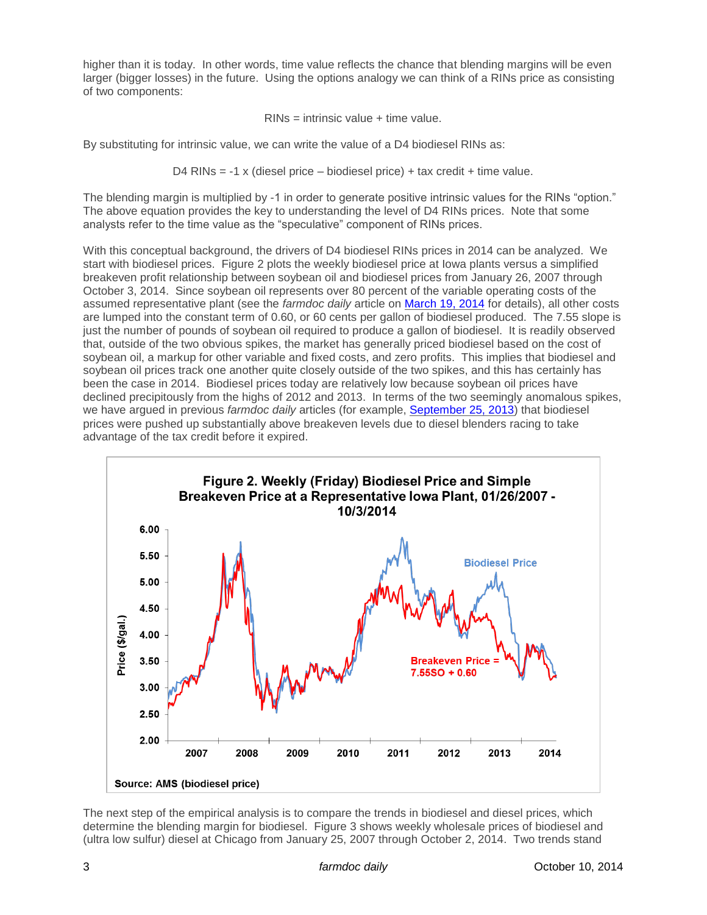higher than it is today. In other words, time value reflects the chance that blending margins will be even larger (bigger losses) in the future. Using the options analogy we can think of a RINs price as consisting of two components:

$$\text{RINs} = \text{intrinsic value} + \text{time value.}$$

By substituting for intrinsic value, we can write the value of a D4 biodiesel RINs as:

$$\text{D4 RINs} = -1 \times (\text{diesel price} - \text{biodiesel price}) + \text{tax credit} + \text{time value.}$$

The blending margin is multiplied by -1 in order to generate positive intrinsic values for the RINs "option." The above equation provides the key to understanding the level of D4 RINs prices. Note that some analysts refer to the time value as the "speculative" component of RINs prices.

With this conceptual background, the drivers of D4 biodiesel RINs prices in 2014 can be analyzed. We start with biodiesel prices. Figure 2 plots the weekly biodiesel price at Iowa plants versus a simplified breakeven profit relationship between soybean oil and biodiesel prices from January 26, 2007 through October 3, 2014. Since soybean oil represents over 80 percent of the variable operating costs of the assumed representative plant (see the *farmdoc daily* article on March 19, 2014 for details), all other costs are lumped into the constant term of 0.60, or 60 cents per gallon of biodiesel produced. The 7.55 slope is just the number of pounds of soybean oil required to produce a gallon of biodiesel. It is readily observed that, outside of the two obvious spikes, the market has generally priced biodiesel based on the cost of soybean oil, a markup for other variable and fixed costs, and zero profits. This implies that biodiesel and soybean oil prices track one another quite closely outside of the two spikes, and this has certainly has been the case in 2014. Biodiesel prices today are relatively low because soybean oil prices have declined precipitously from the highs of 2012 and 2013. In terms of the two seemingly anomalous spikes, we have argued in previous *farmdoc daily* articles (for example, September 25, 2013) that biodiesel prices were pushed up substantially above breakeven levels due to diesel blenders racing to take advantage of the tax credit before it expired.

**Figure 2. Weekly (Friday) Biodiesel Price and Simple Breakeven Price at a Representative Iowa Plant, 01/26/2007 - 10/3/2014**

Source: AMS (biodiesel price)

The next step of the empirical analysis is to compare the trends in biodiesel and diesel prices, which determine the blending margin for biodiesel. Figure 3 shows weekly wholesale prices of biodiesel and (ultra low sulfur) diesel at Chicago from January 25, 2007 through October 2, 2014. Two trends stand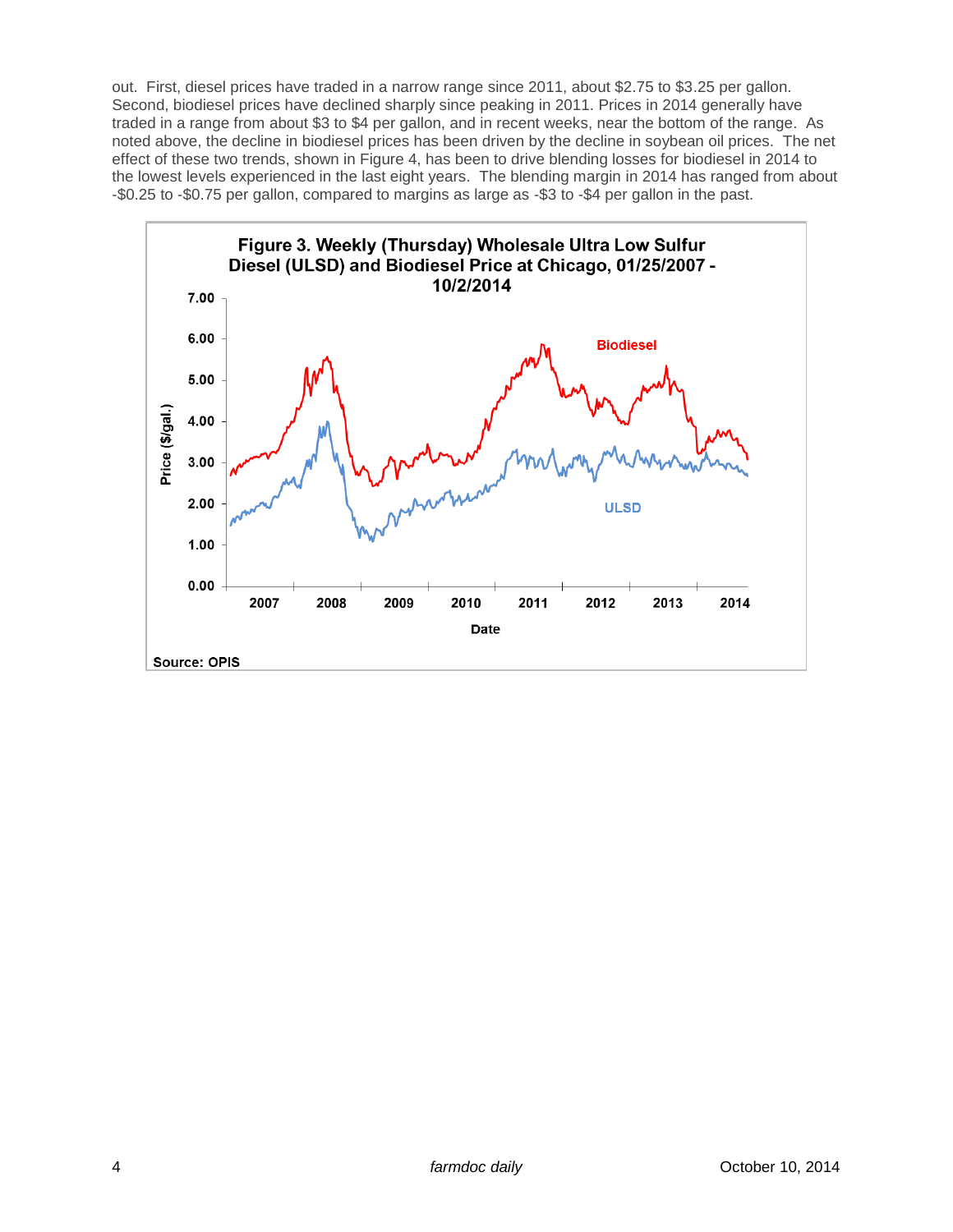out. First, diesel prices have traded in a narrow range since 2011, about $2.75 to $3.25 per gallon. Second, biodiesel prices have declined sharply since peaking in 2011. Prices in 2014 generally have traded in a range from about $3 to $4 per gallon, and in recent weeks, near the bottom of the range. As noted above, the decline in biodiesel prices has been driven by the decline in soybean oil prices. The net effect of these two trends, shown in Figure 4, has been to drive blending losses for biodiesel in 2014 to the lowest levels experienced in the last eight years. The blending margin in 2014 has ranged from about -$0.25 to -$0.75 per gallon, compared to margins as large as -$3 to -$4 per gallon in the past.

**Figure 3. Weekly (Thursday) Wholesale Ultra Low Sulfur Diesel (ULSD) and Biodiesel Price at Chicago, 01/25/2007 - 10/2/2014**

Source: OPIS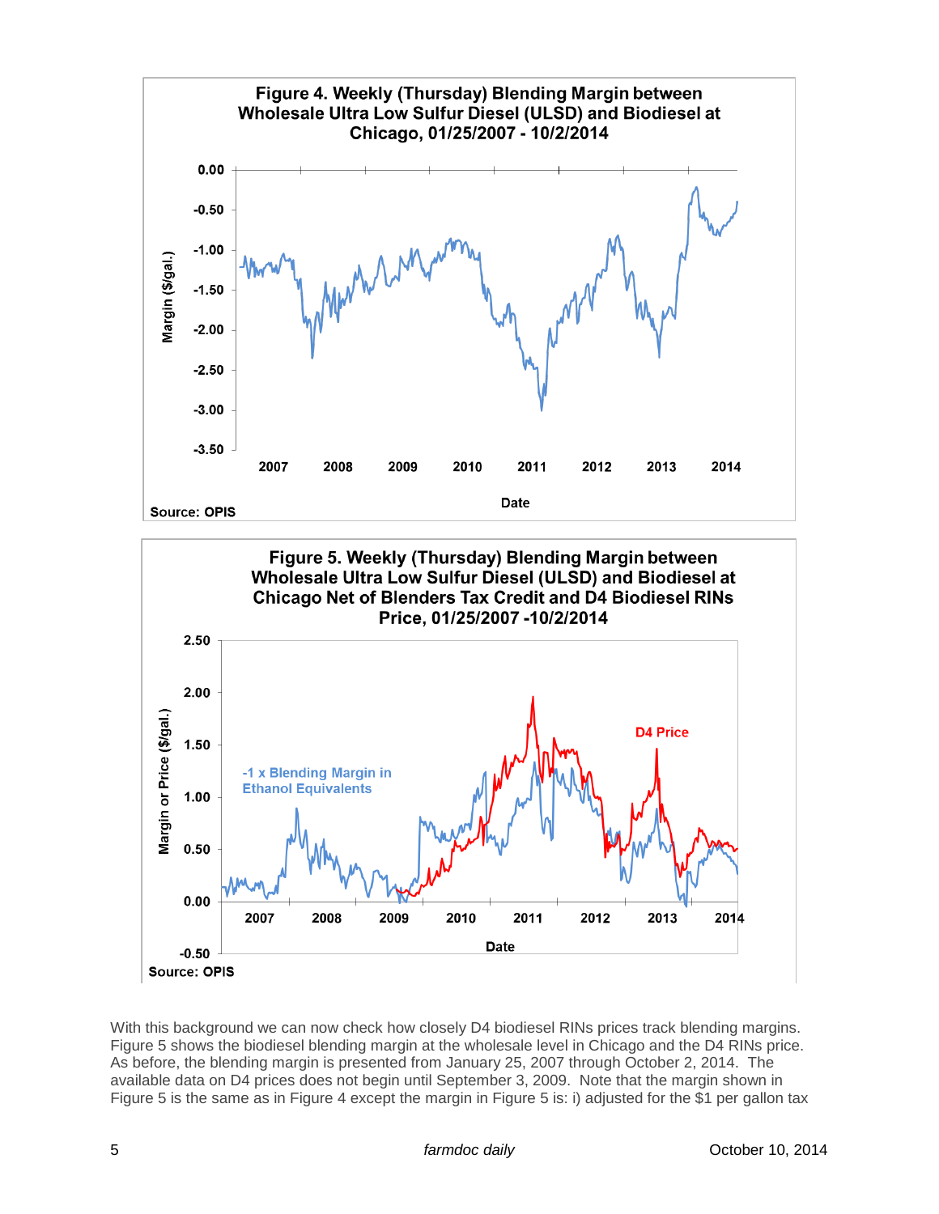**Figure 4. Weekly (Thursday) Blending Margin between Wholesale Ultra Low Sulfur Diesel (ULSD) and Biodiesel at Chicago, 01/25/2007 - 10/2/2014**

Source: OPIS

**Figure 5. Weekly (Thursday) Blending Margin between Wholesale Ultra Low Sulfur Diesel (ULSD) and Biodiesel at Chicago Net of Blenders Tax Credit and D4 Biodiesel RINs Price, 01/25/2007 -10/2/2014**

Source: OPIS

With this background we can now check how closely D4 biodiesel RINs prices track blending margins. Figure 5 shows the biodiesel blending margin at the wholesale level in Chicago and the D4 RINs price. As before, the blending margin is presented from January 25, 2007 through October 2, 2014. The available data on D4 prices does not begin until September 3, 2009. Note that the margin shown in Figure 5 is the same as in Figure 4 except the margin in Figure 5 is: i) adjusted for the $1 per gallon tax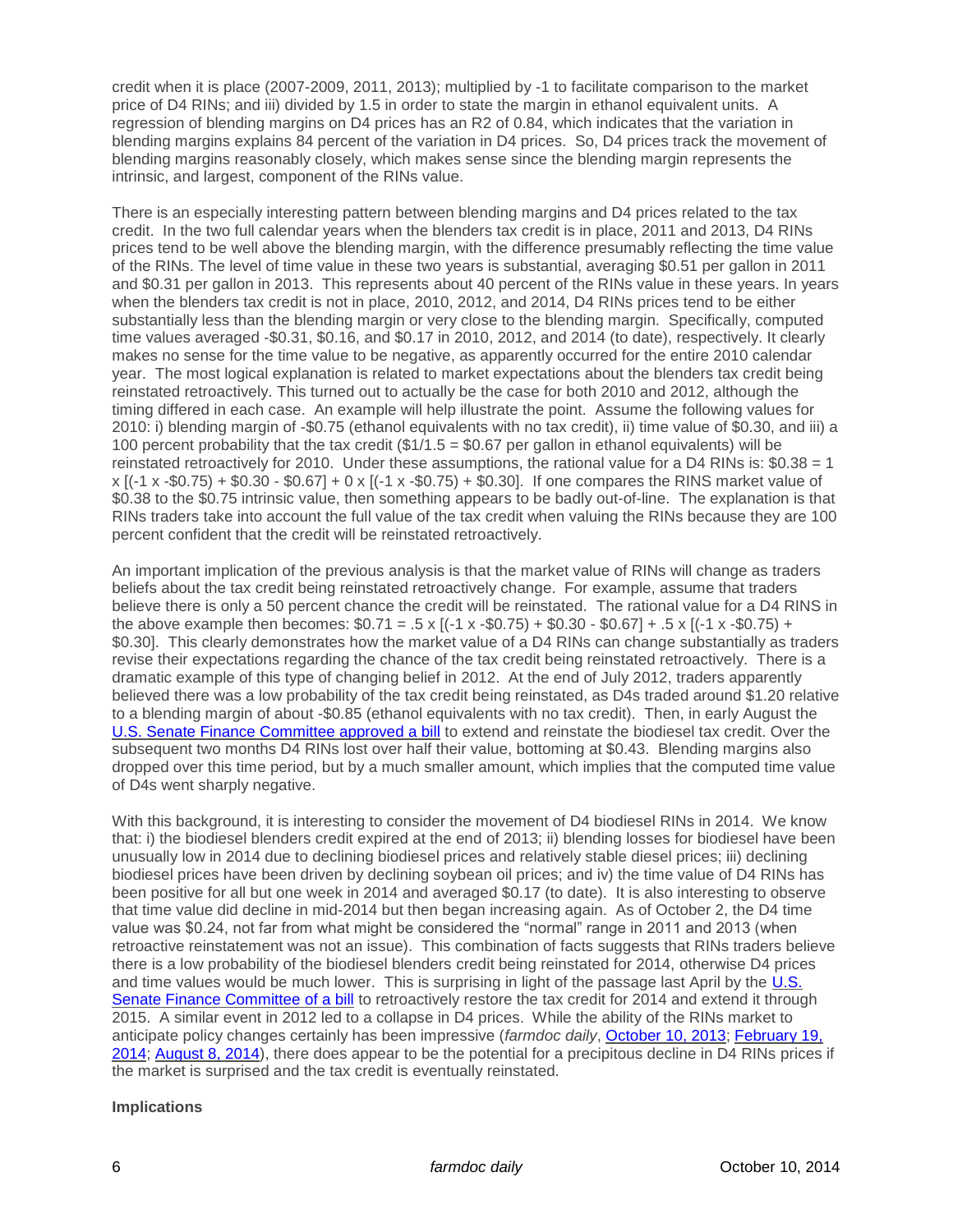credit when it is place (2007-2009, 2011, 2013); multiplied by -1 to facilitate comparison to the market price of D4 RINs; and iii) divided by 1.5 in order to state the margin in ethanol equivalent units. A regression of blending margins on D4 prices has an $R^2$ of 0.84, which indicates that the variation in blending margins explains 84 percent of the variation in D4 prices. So, D4 prices track the movement of blending margins reasonably closely, which makes sense since the blending margin represents the intrinsic, and largest, component of the RINs value.

There is an especially interesting pattern between blending margins and D4 prices related to the tax credit. In the two full calendar years when the blenders tax credit is in place, 2011 and 2013, D4 RINs prices tend to be well above the blending margin, with the difference presumably reflecting the time value of the RINs. The level of time value in these two years is substantial, averaging \$0.51 per gallon in 2011 and \$0.31 per gallon in 2013. This represents about 40 percent of the RINs value in these years. In years when the blenders tax credit is not in place, 2010, 2012, and 2014, D4 RINs prices tend to be either substantially less than the blending margin or very close to the blending margin. Specifically, computed time values averaged -\$0.31, \$0.16, and \$0.17 in 2010, 2012, and 2014 (to date), respectively. It clearly makes no sense for the time value to be negative, as apparently occurred for the entire 2010 calendar year. The most logical explanation is related to market expectations about the blenders tax credit being reinstated retroactively. This turned out to actually be the case for both 2010 and 2012, although the timing differed in each case. An example will help illustrate the point. Assume the following values for 2010: i) blending margin of -\$0.75 (ethanol equivalents with no tax credit), ii) time value of \$0.30, and iii) a 100 percent probability that the tax credit (\$1/1.5 = \$0.67 per gallon in ethanol equivalents) will be reinstated retroactively for 2010. Under these assumptions, the rational value for a D4 RINs is: \$0.38 = 1 x [(-1 x -\$0.75) + \$0.30 - \$0.67] + 0 x [(-1 x -\$0.75) + \$0.30]. If one compares the RINS market value of \$0.38 to the \$0.75 intrinsic value, then something appears to be badly out-of-line. The explanation is that RINs traders take into account the full value of the tax credit when valuing the RINs because they are 100 percent confident that the credit will be reinstated retroactively.

An important implication of the previous analysis is that the market value of RINs will change as traders beliefs about the tax credit being reinstated retroactively change. For example, assume that traders believe there is only a 50 percent chance the credit will be reinstated. The rational value for a D4 RINS in the above example then becomes: \$0.71 = .5 x [(-1 x -\$0.75) + \$0.30 - \$0.67] + .5 x [(-1 x -\$0.75) + \$0.30]. This clearly demonstrates how the market value of a D4 RINs can change substantially as traders revise their expectations regarding the chance of the tax credit being reinstated retroactively. There is a dramatic example of this type of changing belief in 2012. At the end of July 2012, traders apparently believed there was a low probability of the tax credit being reinstated, as D4s traded around \$1.20 relative to a blending margin of about -\$0.85 (ethanol equivalents with no tax credit). Then, in early August the U.S. Senate Finance Committee approved a bill to extend and reinstate the biodiesel tax credit. Over the subsequent two months D4 RINs lost over half their value, bottoming at \$0.43. Blending margins also dropped over this time period, but by a much smaller amount, which implies that the computed time value of D4s went sharply negative.

With this background, it is interesting to consider the movement of D4 biodiesel RINs in 2014. We know that: i) the biodiesel blenders credit expired at the end of 2013; ii) blending losses for biodiesel have been unusually low in 2014 due to declining biodiesel prices and relatively stable diesel prices; iii) declining biodiesel prices have been driven by declining soybean oil prices; and iv) the time value of D4 RINs has been positive for all but one week in 2014 and averaged \$0.17 (to date). It is also interesting to observe that time value did decline in mid-2014 but then began increasing again. As of October 2, the D4 time value was \$0.24, not far from what might be considered the "normal" range in 2011 and 2013 (when retroactive reinstatement was not an issue). This combination of facts suggests that RINs traders believe there is a low probability of the biodiesel blenders credit being reinstated for 2014, otherwise D4 prices and time values would be much lower. This is surprising in light of the passage last April by the U.S. Senate Finance Committee of a bill to retroactively restore the tax credit for 2014 and extend it through 2015. A similar event in 2012 led to a collapse in D4 prices. While the ability of the RINs market to anticipate policy changes certainly has been impressive (*farmdoc daily*, October 10, 2013; February 19, 2014; August 8, 2014), there does appear to be the potential for a precipitous decline in D4 RINs prices if the market is surprised and the tax credit is eventually reinstated.

**Implications**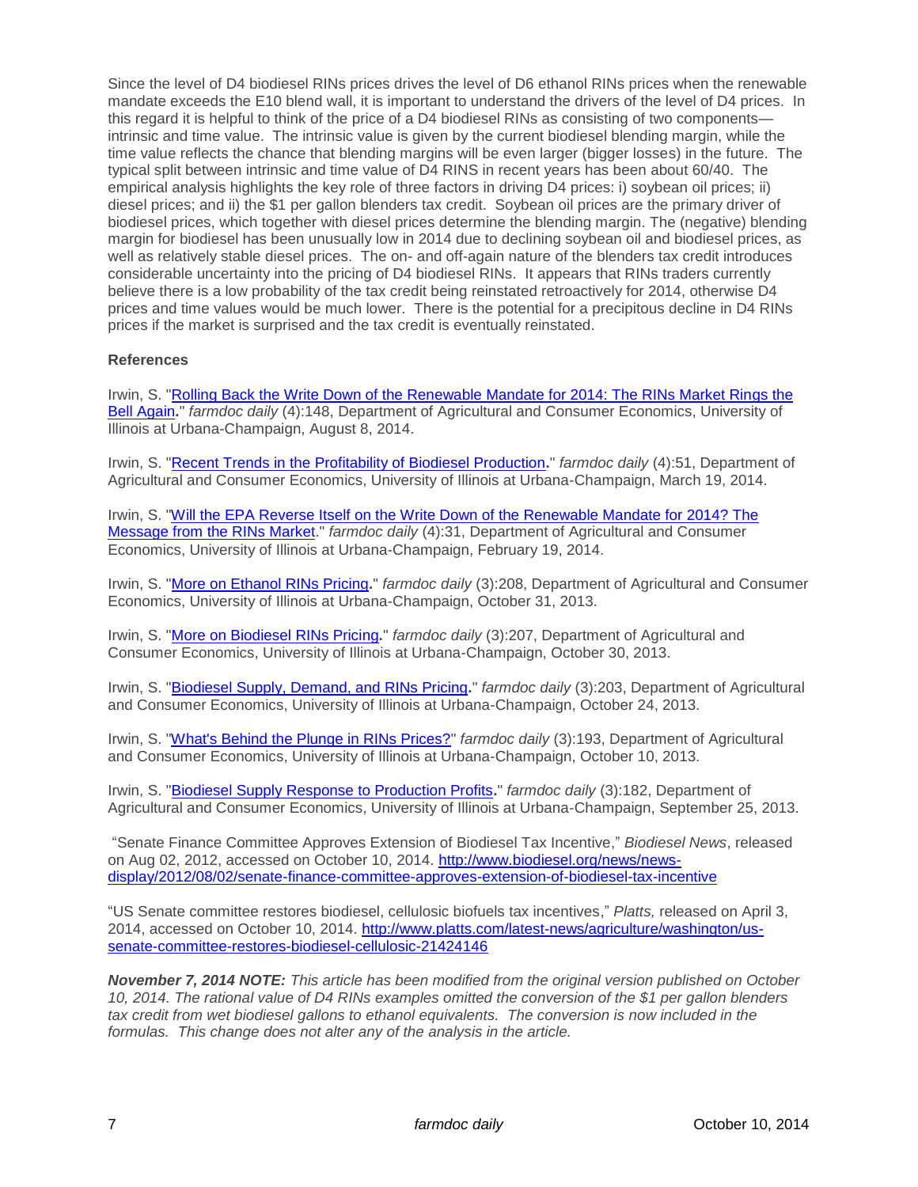Since the level of D4 biodiesel RINs prices drives the level of D6 ethanol RINs prices when the renewable mandate exceeds the E10 blend wall, it is important to understand the drivers of the level of D4 prices. In this regard it is helpful to think of the price of a D4 biodiesel RINs as consisting of two components—intrinsic and time value. The intrinsic value is given by the current biodiesel blending margin, while the time value reflects the chance that blending margins will be even larger (bigger losses) in the future. The typical split between intrinsic and time value of D4 RINS in recent years has been about 60/40. The empirical analysis highlights the key role of three factors in driving D4 prices: i) soybean oil prices; ii) diesel prices; and ii) the $1 per gallon blenders tax credit. Soybean oil prices are the primary driver of biodiesel prices, which together with diesel prices determine the blending margin. The (negative) blending margin for biodiesel has been unusually low in 2014 due to declining soybean oil and biodiesel prices, as well as relatively stable diesel prices. The on- and off-again nature of the blenders tax credit introduces considerable uncertainty into the pricing of D4 biodiesel RINs. It appears that RINs traders currently believe there is a low probability of the tax credit being reinstated retroactively for 2014, otherwise D4 prices and time values would be much lower. There is the potential for a precipitous decline in D4 RINs prices if the market is surprised and the tax credit is eventually reinstated.

**References**

Irwin, S. "Rolling Back the Write Down of the Renewable Mandate for 2014: The RINs Market Rings the Bell Again." *farmdoc daily* (4):148, Department of Agricultural and Consumer Economics, University of Illinois at Urbana-Champaign, August 8, 2014.

Irwin, S. "Recent Trends in the Profitability of Biodiesel Production." *farmdoc daily* (4):51, Department of Agricultural and Consumer Economics, University of Illinois at Urbana-Champaign, March 19, 2014.

Irwin, S. "Will the EPA Reverse Itself on the Write Down of the Renewable Mandate for 2014? The Message from the RINs Market." *farmdoc daily* (4):31, Department of Agricultural and Consumer Economics, University of Illinois at Urbana-Champaign, February 19, 2014.

Irwin, S. "More on Ethanol RINs Pricing." *farmdoc daily* (3):208, Department of Agricultural and Consumer Economics, University of Illinois at Urbana-Champaign, October 31, 2013.

Irwin, S. "More on Biodiesel RINs Pricing." *farmdoc daily* (3):207, Department of Agricultural and Consumer Economics, University of Illinois at Urbana-Champaign, October 30, 2013.

Irwin, S. "Biodiesel Supply, Demand, and RINs Pricing." *farmdoc daily* (3):203, Department of Agricultural and Consumer Economics, University of Illinois at Urbana-Champaign, October 24, 2013.

Irwin, S. "What's Behind the Plunge in RINs Prices?" *farmdoc daily* (3):193, Department of Agricultural and Consumer Economics, University of Illinois at Urbana-Champaign, October 10, 2013.

Irwin, S. "Biodiesel Supply Response to Production Profits." *farmdoc daily* (3):182, Department of Agricultural and Consumer Economics, University of Illinois at Urbana-Champaign, September 25, 2013.

"Senate Finance Committee Approves Extension of Biodiesel Tax Incentive," *Biodiesel News*, released on Aug 02, 2012, accessed on October 10, 2014. http://www.biodiesel.org/news/news-display/2012/08/02/senate-finance-committee-approves-extension-of-biodiesel-tax-incentive

"US Senate committee restores biodiesel, cellulosic biofuels tax incentives," *Platts,* released on April 3, 2014, accessed on October 10, 2014. http://www.platts.com/latest-news/agriculture/washington/us-senate-committee-restores-biodiesel-cellulosic-21424146

***November 7, 2014 NOTE:*** *This article has been modified from the original version published on October 10, 2014. The rational value of D4 RINs examples omitted the conversion of the $1 per gallon blenders tax credit from wet biodiesel gallons to ethanol equivalents. The conversion is now included in the formulas. This change does not alter any of the analysis in the article.*